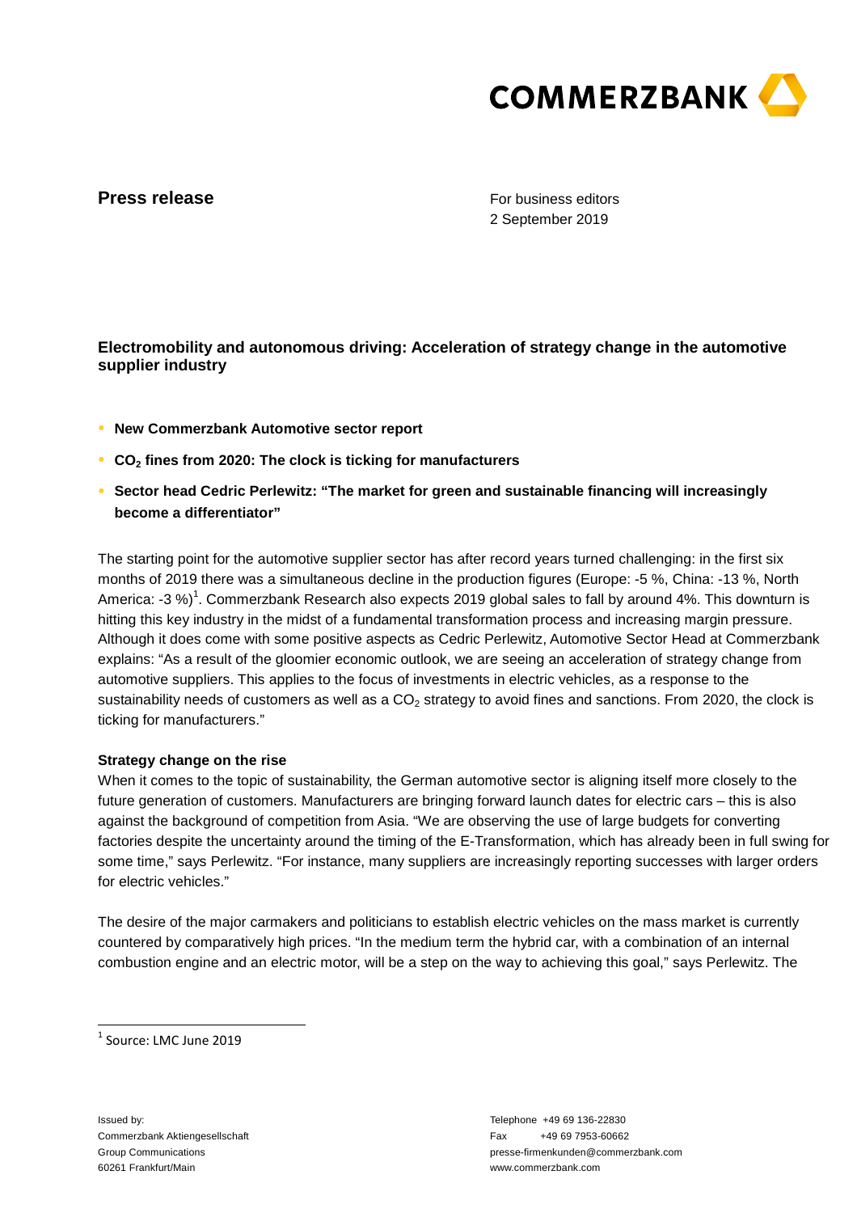COMMERZBANK

**Press release**

For business editors
2 September 2019

## Electromobility and autonomous driving: Acceleration of strategy change in the automotive supplier industry

- **New Commerzbank Automotive sector report**
- **$CO_2$ fines from 2020: The clock is ticking for manufacturers**
- **Sector head Cedric Perlewitz: "The market for green and sustainable financing will increasingly become a differentiator"**

The starting point for the automotive supplier sector has after record years turned challenging: in the first six months of 2019 there was a simultaneous decline in the production figures (Europe: -5 %, China: -13 %, North America: -3 %)[1]. Commerzbank Research also expects 2019 global sales to fall by around 4%. This downturn is hitting this key industry in the midst of a fundamental transformation process and increasing margin pressure. Although it does come with some positive aspects as Cedric Perlewitz, Automotive Sector Head at Commerzbank explains: "As a result of the gloomier economic outlook, we are seeing an acceleration of strategy change from automotive suppliers. This applies to the focus of investments in electric vehicles, as a response to the sustainability needs of customers as well as a $CO_2$ strategy to avoid fines and sanctions. From 2020, the clock is ticking for manufacturers."

**Strategy change on the rise**

When it comes to the topic of sustainability, the German automotive sector is aligning itself more closely to the future generation of customers. Manufacturers are bringing forward launch dates for electric cars – this is also against the background of competition from Asia. "We are observing the use of large budgets for converting factories despite the uncertainty around the timing of the E-Transformation, which has already been in full swing for some time," says Perlewitz. "For instance, many suppliers are increasingly reporting successes with larger orders for electric vehicles."

The desire of the major carmakers and politicians to establish electric vehicles on the mass market is currently countered by comparatively high prices. "In the medium term the hybrid car, with a combination of an internal combustion engine and an electric motor, will be a step on the way to achieving this goal," says Perlewitz. The

[1] Source: LMC June 2019

Issued by:
Commerzbank Aktiengesellschaft
Group Communications
60261 Frankfurt/Main

Telephone +49 69 136-22830
Fax +49 69 7953-60662
presse-firmenkunden@commerzbank.com
www.commerzbank.com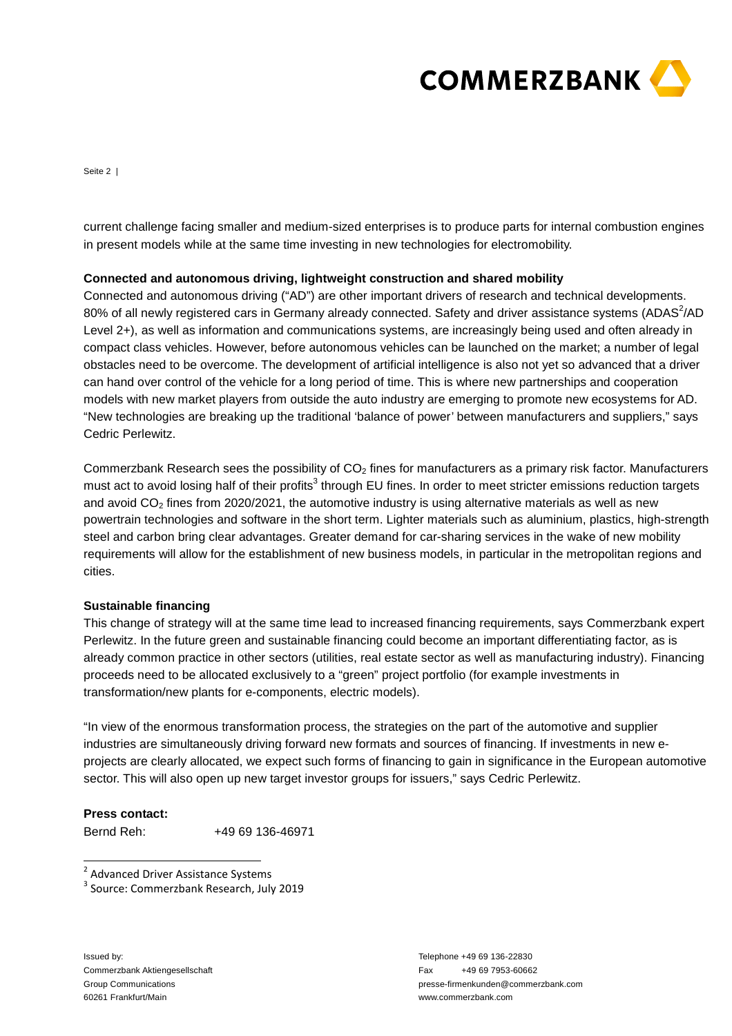current challenge facing smaller and medium-sized enterprises is to produce parts for internal combustion engines in present models while at the same time investing in new technologies for electromobility.

**Connected and autonomous driving, lightweight construction and shared mobility**

Connected and autonomous driving ("AD") are other important drivers of research and technical developments. 80% of all newly registered cars in Germany already connected. Safety and driver assistance systems (ADAS[2]/AD Level 2+), as well as information and communications systems, are increasingly being used and often already in compact class vehicles. However, before autonomous vehicles can be launched on the market; a number of legal obstacles need to be overcome. The development of artificial intelligence is also not yet so advanced that a driver can hand over control of the vehicle for a long period of time. This is where new partnerships and cooperation models with new market players from outside the auto industry are emerging to promote new ecosystems for AD. "New technologies are breaking up the traditional 'balance of power' between manufacturers and suppliers," says Cedric Perlewitz.

Commerzbank Research sees the possibility of $CO_2$ fines for manufacturers as a primary risk factor. Manufacturers must act to avoid losing half of their profits[3] through EU fines. In order to meet stricter emissions reduction targets and avoid $CO_2$ fines from 2020/2021, the automotive industry is using alternative materials as well as new powertrain technologies and software in the short term. Lighter materials such as aluminium, plastics, high-strength steel and carbon bring clear advantages. Greater demand for car-sharing services in the wake of new mobility requirements will allow for the establishment of new business models, in particular in the metropolitan regions and cities.

**Sustainable financing**

This change of strategy will at the same time lead to increased financing requirements, says Commerzbank expert Perlewitz. In the future green and sustainable financing could become an important differentiating factor, as is already common practice in other sectors (utilities, real estate sector as well as manufacturing industry). Financing proceeds need to be allocated exclusively to a "green" project portfolio (for example investments in transformation/new plants for e-components, electric models).

"In view of the enormous transformation process, the strategies on the part of the automotive and supplier industries are simultaneously driving forward new formats and sources of financing. If investments in new e-projects are clearly allocated, we expect such forms of financing to gain in significance in the European automotive sector. This will also open up new target investor groups for issuers," says Cedric Perlewitz.

**Press contact:**

Bernd Reh: +49 69 136-46971

[2] Advanced Driver Assistance Systems

[3] Source: Commerzbank Research, July 2019

Issued by:
Commerzbank Aktiengesellschaft
Group Communications
60261 Frankfurt/Main

Telephone +49 69 136-22830
Fax +49 69 7953-60662
presse-firmenkunden@commerzbank.com
www.commerzbank.com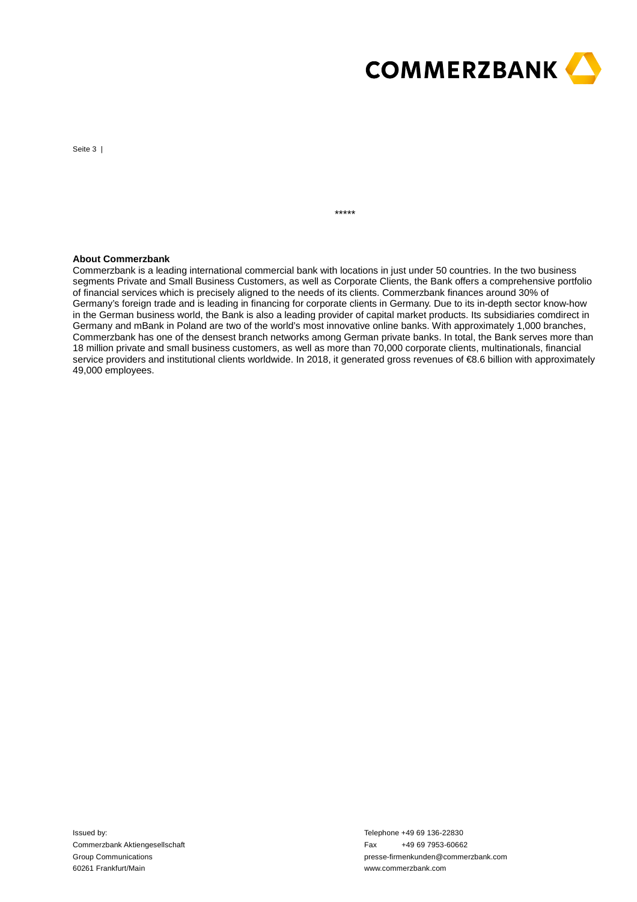\*\*\*\*\*

**About Commerzbank**

Commerzbank is a leading international commercial bank with locations in just under 50 countries. In the two business segments Private and Small Business Customers, as well as Corporate Clients, the Bank offers a comprehensive portfolio of financial services which is precisely aligned to the needs of its clients. Commerzbank finances around 30% of Germany's foreign trade and is leading in financing for corporate clients in Germany. Due to its in-depth sector know-how in the German business world, the Bank is also a leading provider of capital market products. Its subsidiaries comdirect in Germany and mBank in Poland are two of the world's most innovative online banks. With approximately 1,000 branches, Commerzbank has one of the densest branch networks among German private banks. In total, the Bank serves more than 18 million private and small business customers, as well as more than 70,000 corporate clients, multinationals, financial service providers and institutional clients worldwide. In 2018, it generated gross revenues of €8.6 billion with approximately 49,000 employees.

Issued by:
Commerzbank Aktiengesellschaft
Group Communications
60261 Frankfurt/Main

Telephone +49 69 136-22830
Fax +49 69 7953-60662
presse-firmenkunden@commerzbank.com
www.commerzbank.com